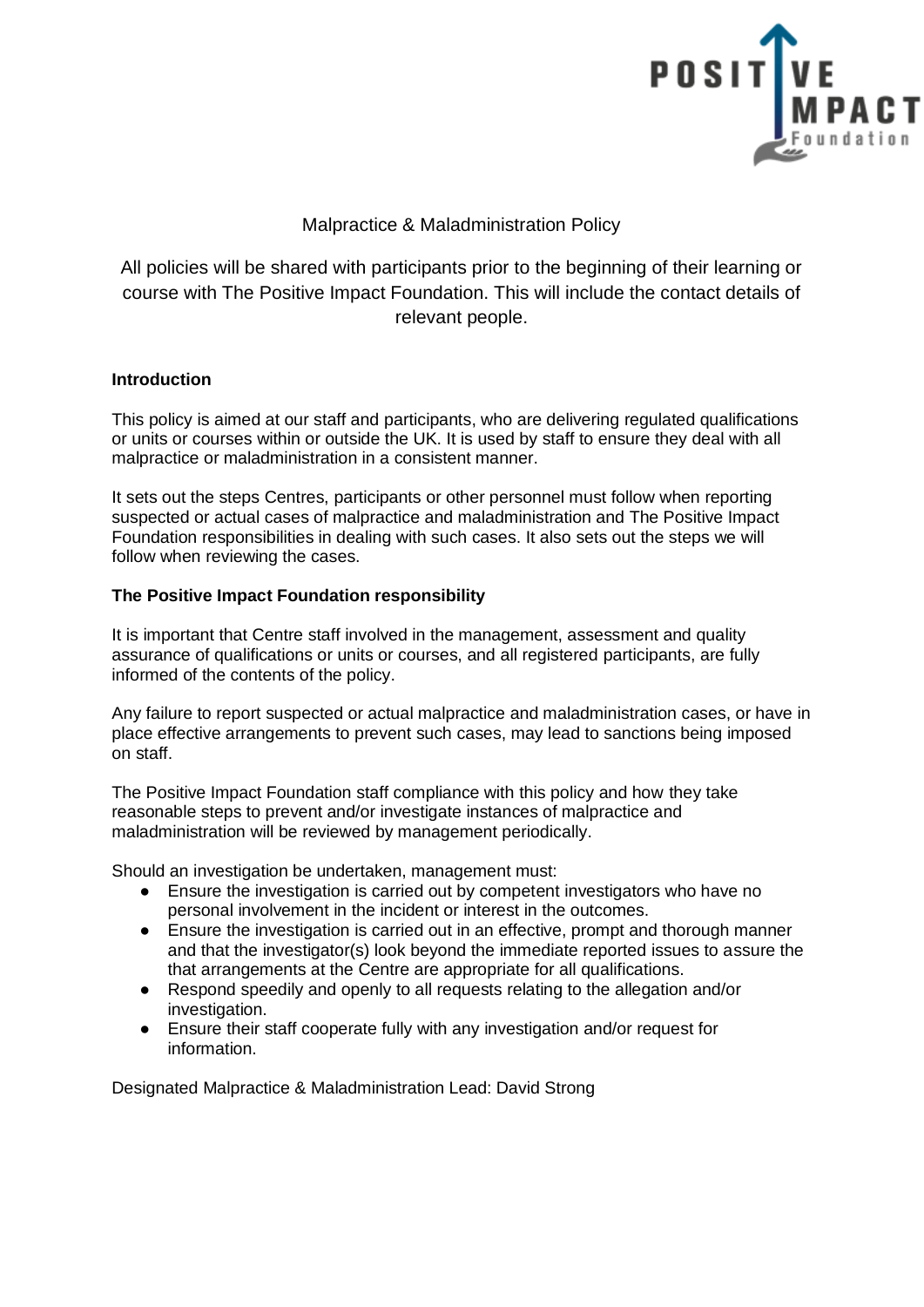# Malpractice & Maladministration Policy

All policies will be shared with participants prior to the beginning of their learning or course with The Positive Impact Foundation. This will include the contact details of relevant people.

**Introduction**

This policy is aimed at our staff and participants, who are delivering regulated qualifications or units or courses within or outside the UK. It is used by staff to ensure they deal with all malpractice or maladministration in a consistent manner.

It sets out the steps Centres, participants or other personnel must follow when reporting suspected or actual cases of malpractice and maladministration and The Positive Impact Foundation responsibilities in dealing with such cases. It also sets out the steps we will follow when reviewing the cases.

**The Positive Impact Foundation responsibility**

It is important that Centre staff involved in the management, assessment and quality assurance of qualifications or units or courses, and all registered participants, are fully informed of the contents of the policy.

Any failure to report suspected or actual malpractice and maladministration cases, or have in place effective arrangements to prevent such cases, may lead to sanctions being imposed on staff.

The Positive Impact Foundation staff compliance with this policy and how they take reasonable steps to prevent and/or investigate instances of malpractice and maladministration will be reviewed by management periodically.

Should an investigation be undertaken, management must:

- Ensure the investigation is carried out by competent investigators who have no personal involvement in the incident or interest in the outcomes.
- Ensure the investigation is carried out in an effective, prompt and thorough manner and that the investigator(s) look beyond the immediate reported issues to assure the that arrangements at the Centre are appropriate for all qualifications.
- Respond speedily and openly to all requests relating to the allegation and/or investigation.
- Ensure their staff cooperate fully with any investigation and/or request for information.

Designated Malpractice & Maladministration Lead: David Strong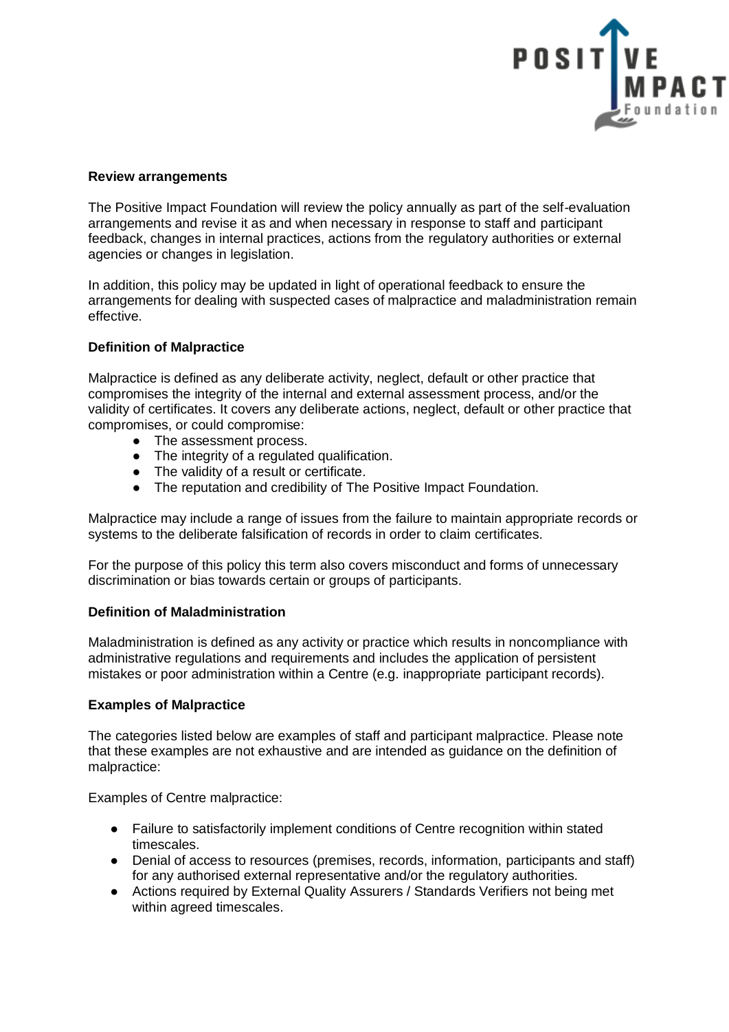**Review arrangements**

The Positive Impact Foundation will review the policy annually as part of the self-evaluation arrangements and revise it as and when necessary in response to staff and participant feedback, changes in internal practices, actions from the regulatory authorities or external agencies or changes in legislation.

In addition, this policy may be updated in light of operational feedback to ensure the arrangements for dealing with suspected cases of malpractice and maladministration remain effective.

**Definition of Malpractice**

Malpractice is defined as any deliberate activity, neglect, default or other practice that compromises the integrity of the internal and external assessment process, and/or the validity of certificates. It covers any deliberate actions, neglect, default or other practice that compromises, or could compromise:

- The assessment process.
- The integrity of a regulated qualification.
- The validity of a result or certificate.
- The reputation and credibility of The Positive Impact Foundation.

Malpractice may include a range of issues from the failure to maintain appropriate records or systems to the deliberate falsification of records in order to claim certificates.

For the purpose of this policy this term also covers misconduct and forms of unnecessary discrimination or bias towards certain or groups of participants.

**Definition of Maladministration**

Maladministration is defined as any activity or practice which results in noncompliance with administrative regulations and requirements and includes the application of persistent mistakes or poor administration within a Centre (e.g. inappropriate participant records).

**Examples of Malpractice**

The categories listed below are examples of staff and participant malpractice. Please note that these examples are not exhaustive and are intended as guidance on the definition of malpractice:

Examples of Centre malpractice:

- Failure to satisfactorily implement conditions of Centre recognition within stated timescales.
- Denial of access to resources (premises, records, information, participants and staff) for any authorised external representative and/or the regulatory authorities.
- Actions required by External Quality Assurers / Standards Verifiers not being met within agreed timescales.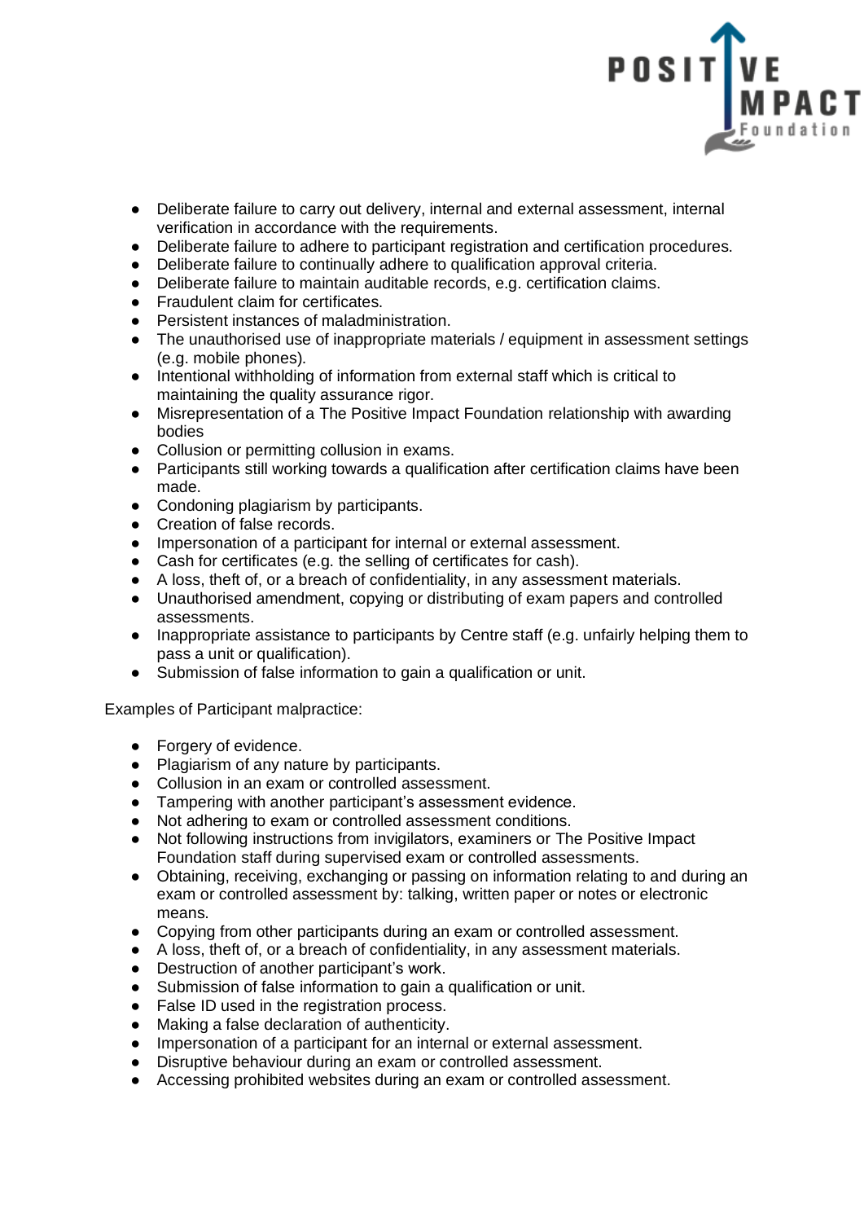- Deliberate failure to carry out delivery, internal and external assessment, internal verification in accordance with the requirements.
- Deliberate failure to adhere to participant registration and certification procedures.
- Deliberate failure to continually adhere to qualification approval criteria.
- Deliberate failure to maintain auditable records, e.g. certification claims.
- Fraudulent claim for certificates.
- Persistent instances of maladministration.
- The unauthorised use of inappropriate materials / equipment in assessment settings (e.g. mobile phones).
- Intentional withholding of information from external staff which is critical to maintaining the quality assurance rigor.
- Misrepresentation of a The Positive Impact Foundation relationship with awarding bodies
- Collusion or permitting collusion in exams.
- Participants still working towards a qualification after certification claims have been made.
- Condoning plagiarism by participants.
- Creation of false records.
- Impersonation of a participant for internal or external assessment.
- Cash for certificates (e.g. the selling of certificates for cash).
- A loss, theft of, or a breach of confidentiality, in any assessment materials.
- Unauthorised amendment, copying or distributing of exam papers and controlled assessments.
- Inappropriate assistance to participants by Centre staff (e.g. unfairly helping them to pass a unit or qualification).
- Submission of false information to gain a qualification or unit.

Examples of Participant malpractice:

- Forgery of evidence.
- Plagiarism of any nature by participants.
- Collusion in an exam or controlled assessment.
- Tampering with another participant's assessment evidence.
- Not adhering to exam or controlled assessment conditions.
- Not following instructions from invigilators, examiners or The Positive Impact Foundation staff during supervised exam or controlled assessments.
- Obtaining, receiving, exchanging or passing on information relating to and during an exam or controlled assessment by: talking, written paper or notes or electronic means.
- Copying from other participants during an exam or controlled assessment.
- A loss, theft of, or a breach of confidentiality, in any assessment materials.
- Destruction of another participant's work.
- Submission of false information to gain a qualification or unit.
- False ID used in the registration process.
- Making a false declaration of authenticity.
- Impersonation of a participant for an internal or external assessment.
- Disruptive behaviour during an exam or controlled assessment.
- Accessing prohibited websites during an exam or controlled assessment.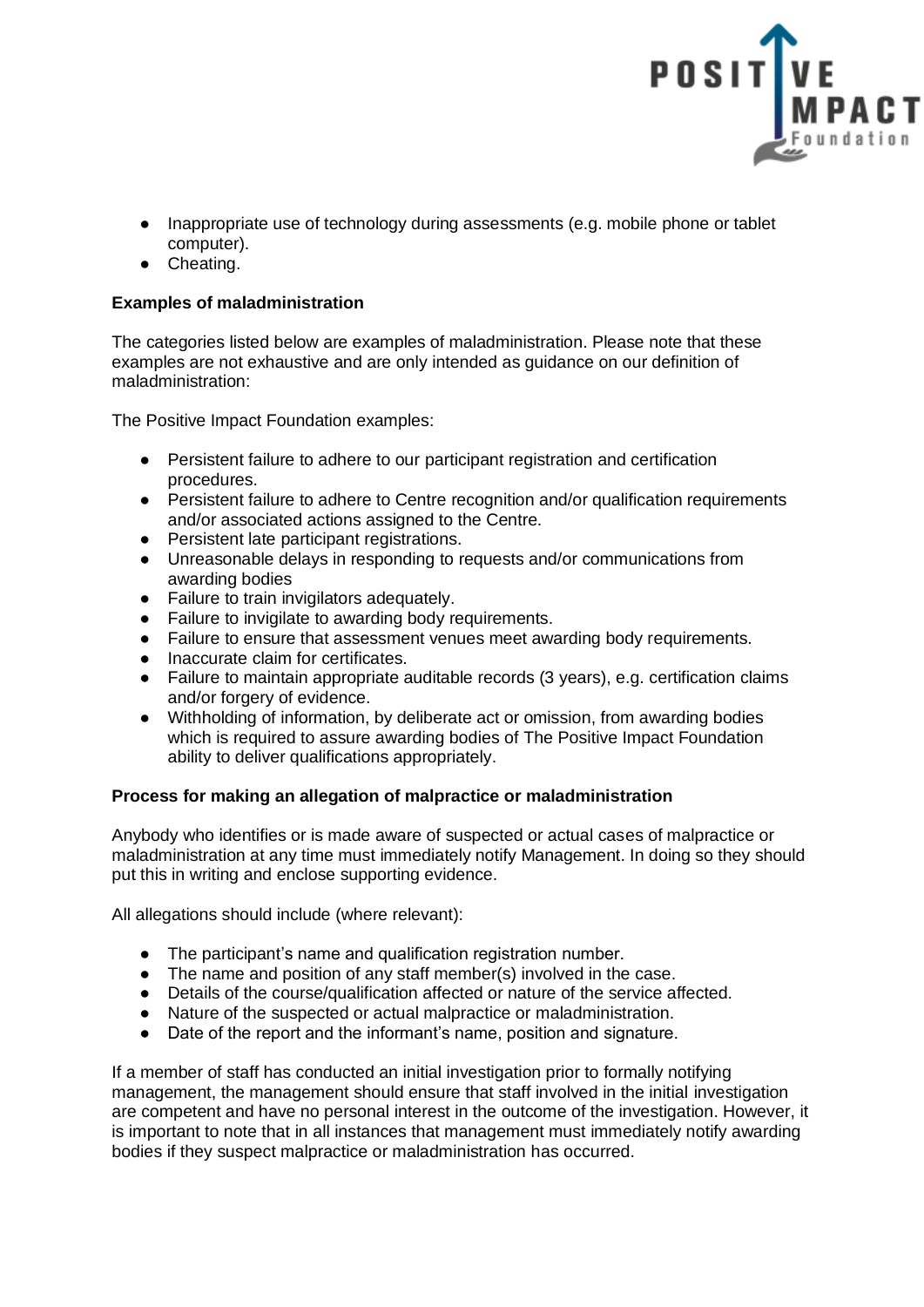- Inappropriate use of technology during assessments (e.g. mobile phone or tablet computer).
- Cheating.

**Examples of maladministration**

The categories listed below are examples of maladministration. Please note that these examples are not exhaustive and are only intended as guidance on our definition of maladministration:

The Positive Impact Foundation examples:

- Persistent failure to adhere to our participant registration and certification procedures.
- Persistent failure to adhere to Centre recognition and/or qualification requirements and/or associated actions assigned to the Centre.
- Persistent late participant registrations.
- Unreasonable delays in responding to requests and/or communications from awarding bodies
- Failure to train invigilators adequately.
- Failure to invigilate to awarding body requirements.
- Failure to ensure that assessment venues meet awarding body requirements.
- Inaccurate claim for certificates.
- Failure to maintain appropriate auditable records (3 years), e.g. certification claims and/or forgery of evidence.
- Withholding of information, by deliberate act or omission, from awarding bodies which is required to assure awarding bodies of The Positive Impact Foundation ability to deliver qualifications appropriately.

**Process for making an allegation of malpractice or maladministration**

Anybody who identifies or is made aware of suspected or actual cases of malpractice or maladministration at any time must immediately notify Management. In doing so they should put this in writing and enclose supporting evidence.

All allegations should include (where relevant):

- The participant's name and qualification registration number.
- The name and position of any staff member(s) involved in the case.
- Details of the course/qualification affected or nature of the service affected.
- Nature of the suspected or actual malpractice or maladministration.
- Date of the report and the informant's name, position and signature.

If a member of staff has conducted an initial investigation prior to formally notifying management, the management should ensure that staff involved in the initial investigation are competent and have no personal interest in the outcome of the investigation. However, it is important to note that in all instances that management must immediately notify awarding bodies if they suspect malpractice or maladministration has occurred.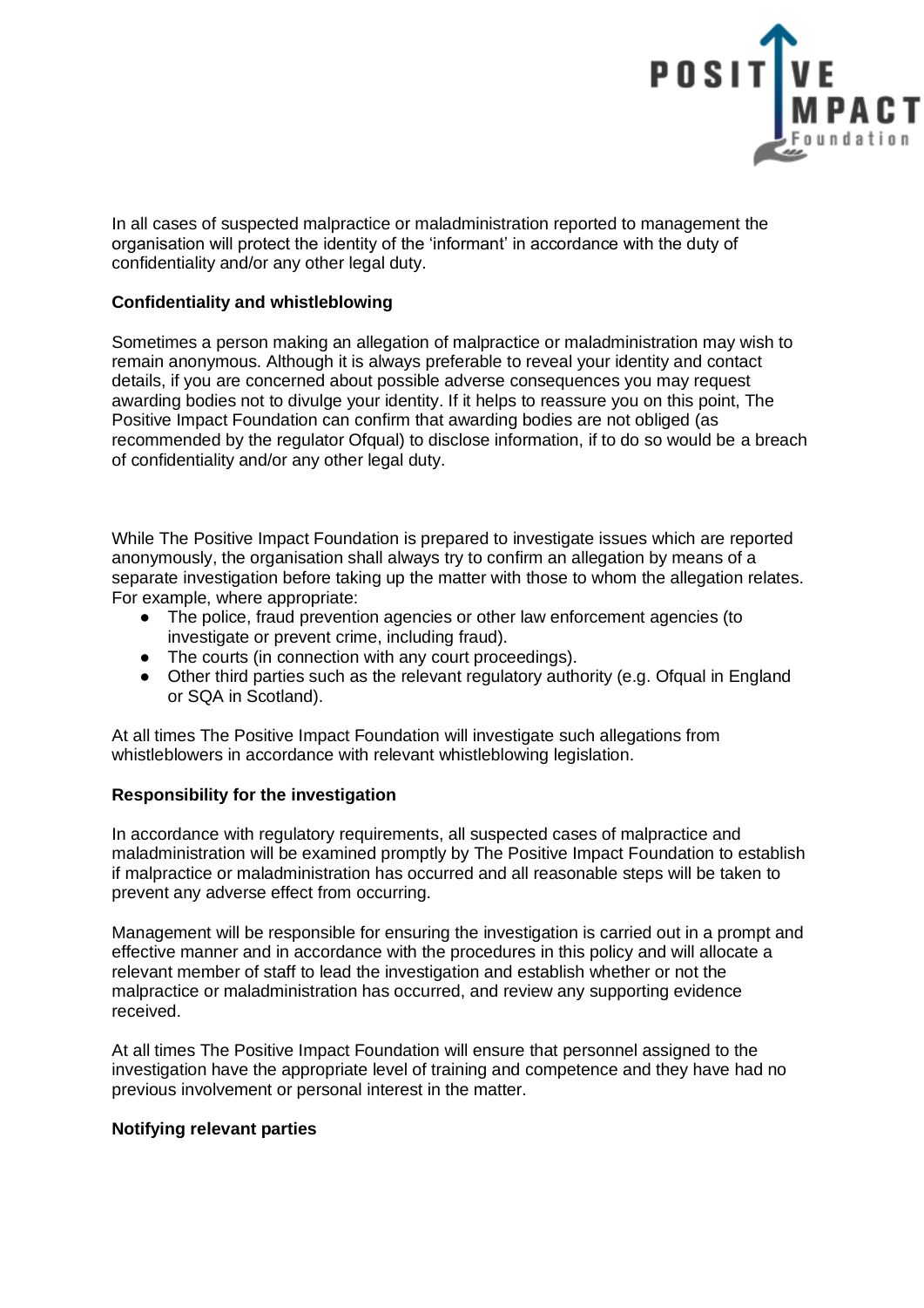In all cases of suspected malpractice or maladministration reported to management the organisation will protect the identity of the 'informant' in accordance with the duty of confidentiality and/or any other legal duty.

**Confidentiality and whistleblowing**

Sometimes a person making an allegation of malpractice or maladministration may wish to remain anonymous. Although it is always preferable to reveal your identity and contact details, if you are concerned about possible adverse consequences you may request awarding bodies not to divulge your identity. If it helps to reassure you on this point, The Positive Impact Foundation can confirm that awarding bodies are not obliged (as recommended by the regulator Ofqual) to disclose information, if to do so would be a breach of confidentiality and/or any other legal duty.

While The Positive Impact Foundation is prepared to investigate issues which are reported anonymously, the organisation shall always try to confirm an allegation by means of a separate investigation before taking up the matter with those to whom the allegation relates. For example, where appropriate:

- The police, fraud prevention agencies or other law enforcement agencies (to investigate or prevent crime, including fraud).
- The courts (in connection with any court proceedings).
- Other third parties such as the relevant regulatory authority (e.g. Ofqual in England or SQA in Scotland).

At all times The Positive Impact Foundation will investigate such allegations from whistleblowers in accordance with relevant whistleblowing legislation.

**Responsibility for the investigation**

In accordance with regulatory requirements, all suspected cases of malpractice and maladministration will be examined promptly by The Positive Impact Foundation to establish if malpractice or maladministration has occurred and all reasonable steps will be taken to prevent any adverse effect from occurring.

Management will be responsible for ensuring the investigation is carried out in a prompt and effective manner and in accordance with the procedures in this policy and will allocate a relevant member of staff to lead the investigation and establish whether or not the malpractice or maladministration has occurred, and review any supporting evidence received.

At all times The Positive Impact Foundation will ensure that personnel assigned to the investigation have the appropriate level of training and competence and they have had no previous involvement or personal interest in the matter.

**Notifying relevant parties**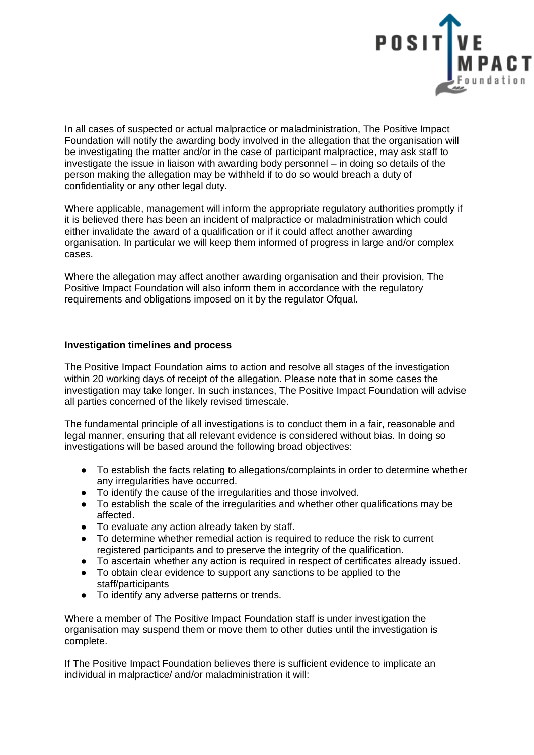In all cases of suspected or actual malpractice or maladministration, The Positive Impact Foundation will notify the awarding body involved in the allegation that the organisation will be investigating the matter and/or in the case of participant malpractice, may ask staff to investigate the issue in liaison with awarding body personnel – in doing so details of the person making the allegation may be withheld if to do so would breach a duty of confidentiality or any other legal duty.

Where applicable, management will inform the appropriate regulatory authorities promptly if it is believed there has been an incident of malpractice or maladministration which could either invalidate the award of a qualification or if it could affect another awarding organisation. In particular we will keep them informed of progress in large and/or complex cases.

Where the allegation may affect another awarding organisation and their provision, The Positive Impact Foundation will also inform them in accordance with the regulatory requirements and obligations imposed on it by the regulator Ofqual.

**Investigation timelines and process**

The Positive Impact Foundation aims to action and resolve all stages of the investigation within 20 working days of receipt of the allegation. Please note that in some cases the investigation may take longer. In such instances, The Positive Impact Foundation will advise all parties concerned of the likely revised timescale.

The fundamental principle of all investigations is to conduct them in a fair, reasonable and legal manner, ensuring that all relevant evidence is considered without bias. In doing so investigations will be based around the following broad objectives:

- To establish the facts relating to allegations/complaints in order to determine whether any irregularities have occurred.
- To identify the cause of the irregularities and those involved.
- To establish the scale of the irregularities and whether other qualifications may be affected.
- To evaluate any action already taken by staff.
- To determine whether remedial action is required to reduce the risk to current registered participants and to preserve the integrity of the qualification.
- To ascertain whether any action is required in respect of certificates already issued.
- To obtain clear evidence to support any sanctions to be applied to the staff/participants
- To identify any adverse patterns or trends.

Where a member of The Positive Impact Foundation staff is under investigation the organisation may suspend them or move them to other duties until the investigation is complete.

If The Positive Impact Foundation believes there is sufficient evidence to implicate an individual in malpractice/ and/or maladministration it will: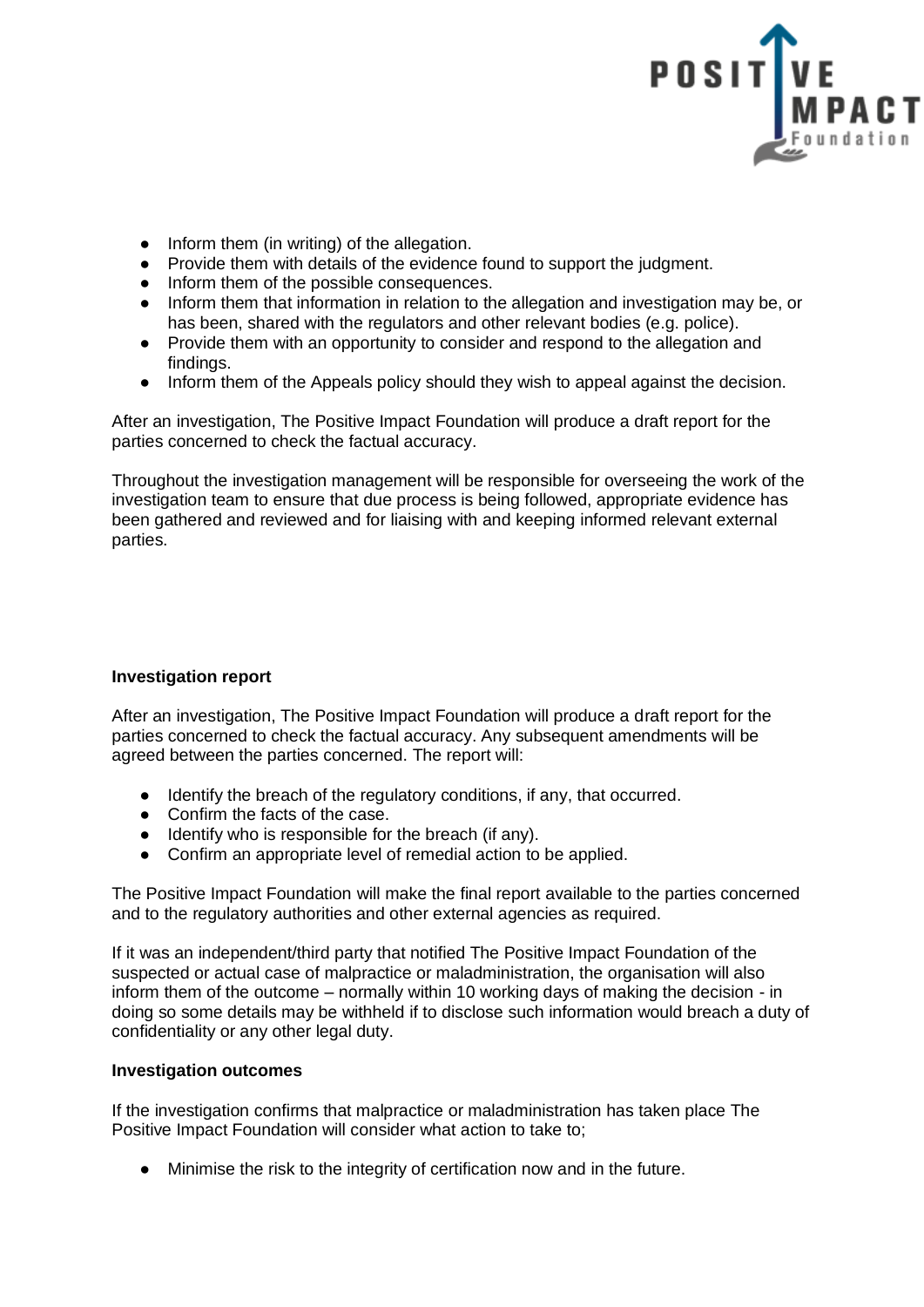- Inform them (in writing) of the allegation.
- Provide them with details of the evidence found to support the judgment.
- Inform them of the possible consequences.
- Inform them that information in relation to the allegation and investigation may be, or has been, shared with the regulators and other relevant bodies (e.g. police).
- Provide them with an opportunity to consider and respond to the allegation and findings.
- Inform them of the Appeals policy should they wish to appeal against the decision.

After an investigation, The Positive Impact Foundation will produce a draft report for the parties concerned to check the factual accuracy.

Throughout the investigation management will be responsible for overseeing the work of the investigation team to ensure that due process is being followed, appropriate evidence has been gathered and reviewed and for liaising with and keeping informed relevant external parties.

**Investigation report**

After an investigation, The Positive Impact Foundation will produce a draft report for the parties concerned to check the factual accuracy. Any subsequent amendments will be agreed between the parties concerned. The report will:

- Identify the breach of the regulatory conditions, if any, that occurred.
- Confirm the facts of the case.
- Identify who is responsible for the breach (if any).
- Confirm an appropriate level of remedial action to be applied.

The Positive Impact Foundation will make the final report available to the parties concerned and to the regulatory authorities and other external agencies as required.

If it was an independent/third party that notified The Positive Impact Foundation of the suspected or actual case of malpractice or maladministration, the organisation will also inform them of the outcome – normally within 10 working days of making the decision - in doing so some details may be withheld if to disclose such information would breach a duty of confidentiality or any other legal duty.

**Investigation outcomes**

If the investigation confirms that malpractice or maladministration has taken place The Positive Impact Foundation will consider what action to take to;

- Minimise the risk to the integrity of certification now and in the future.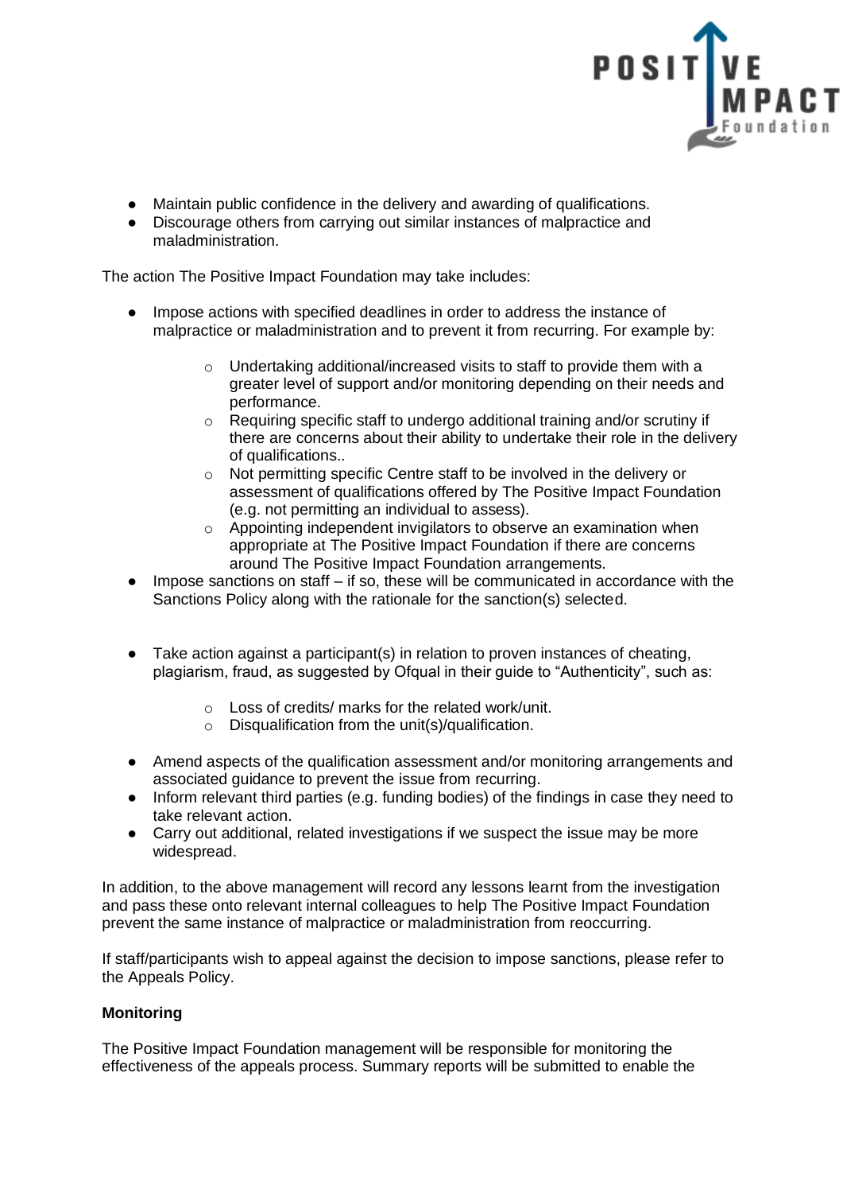- Maintain public confidence in the delivery and awarding of qualifications.
- Discourage others from carrying out similar instances of malpractice and maladministration.

The action The Positive Impact Foundation may take includes:

- Impose actions with specified deadlines in order to address the instance of malpractice or maladministration and to prevent it from recurring. For example by:
    - Undertaking additional/increased visits to staff to provide them with a greater level of support and/or monitoring depending on their needs and performance.
    - Requiring specific staff to undergo additional training and/or scrutiny if there are concerns about their ability to undertake their role in the delivery of qualifications..
    - Not permitting specific Centre staff to be involved in the delivery or assessment of qualifications offered by The Positive Impact Foundation (e.g. not permitting an individual to assess).
    - Appointing independent invigilators to observe an examination when appropriate at The Positive Impact Foundation if there are concerns around The Positive Impact Foundation arrangements.
- Impose sanctions on staff – if so, these will be communicated in accordance with the Sanctions Policy along with the rationale for the sanction(s) selected.

- Take action against a participant(s) in relation to proven instances of cheating, plagiarism, fraud, as suggested by Ofqual in their guide to "Authenticity", such as:
    - Loss of credits/ marks for the related work/unit.
    - Disqualification from the unit(s)/qualification.

- Amend aspects of the qualification assessment and/or monitoring arrangements and associated guidance to prevent the issue from recurring.
- Inform relevant third parties (e.g. funding bodies) of the findings in case they need to take relevant action.
- Carry out additional, related investigations if we suspect the issue may be more widespread.

In addition, to the above management will record any lessons learnt from the investigation and pass these onto relevant internal colleagues to help The Positive Impact Foundation prevent the same instance of malpractice or maladministration from reoccurring.

If staff/participants wish to appeal against the decision to impose sanctions, please refer to the Appeals Policy.

**Monitoring**

The Positive Impact Foundation management will be responsible for monitoring the effectiveness of the appeals process. Summary reports will be submitted to enable the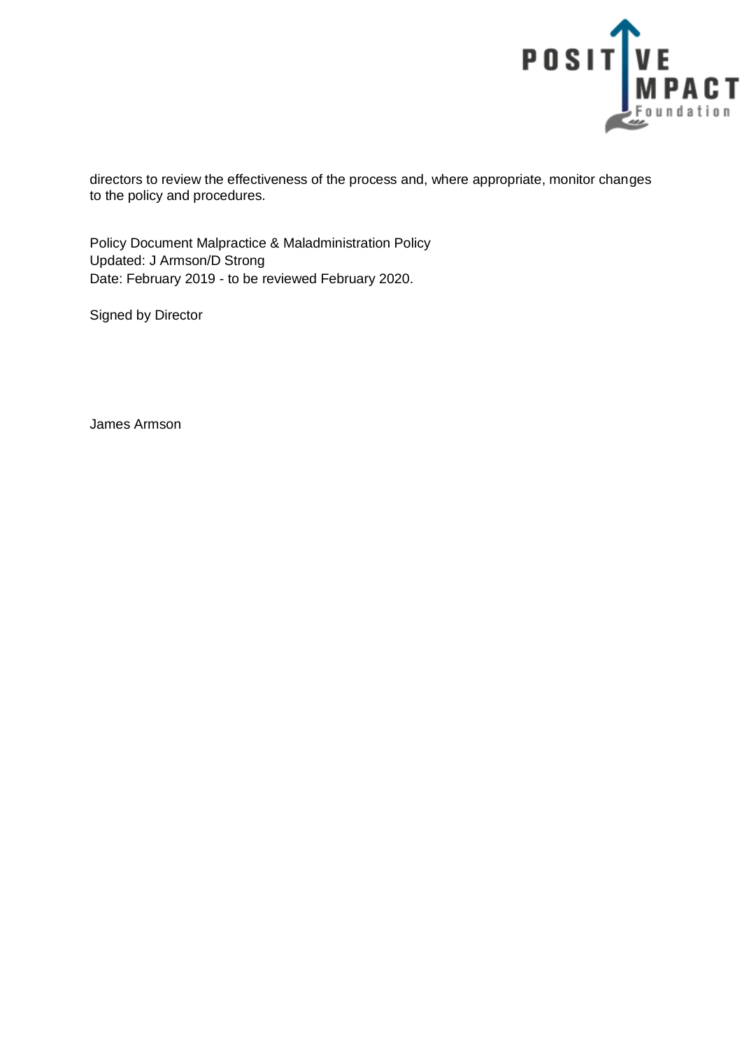directors to review the effectiveness of the process and, where appropriate, monitor changes to the policy and procedures.

Policy Document Malpractice & Maladministration Policy
Updated: J Armson/D Strong
Date: February 2019 - to be reviewed February 2020.

Signed by Director

James Armson